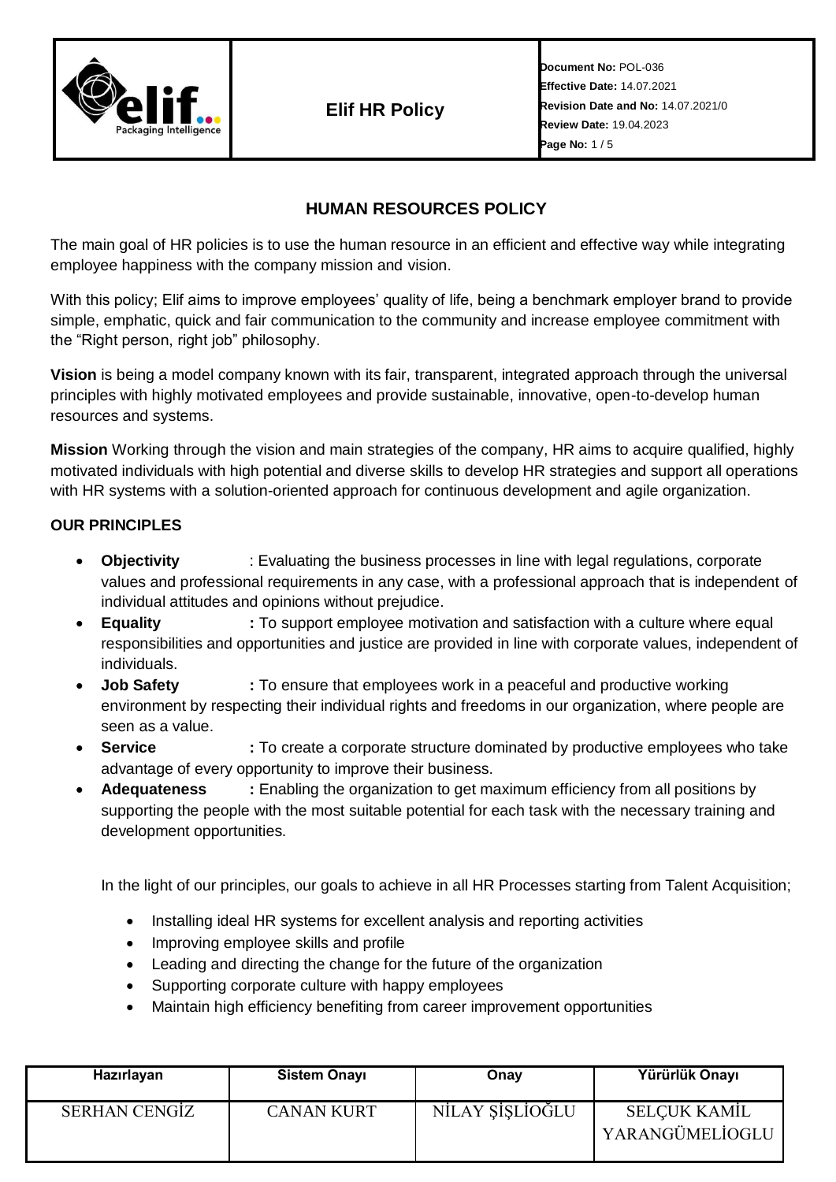| | Elif HR Policy | **Document No:** POL-036<br>**Effective Date:** 14.07.2021<br>**Revision Date and No:** 14.07.2021/0<br>**Review Date:** 19.04.2023 |
|---|---|---|

# HUMAN RESOURCES POLICY

The main goal of HR policies is to use the human resource in an efficient and effective way while integrating employee happiness with the company mission and vision.

With this policy; Elif aims to improve employees' quality of life, being a benchmark employer brand to provide simple, emphatic, quick and fair communication to the community and increase employee commitment with the "Right person, right job" philosophy.

**Vision** is being a model company known with its fair, transparent, integrated approach through the universal principles with highly motivated employees and provide sustainable, innovative, open-to-develop human resources and systems.

**Mission** Working through the vision and main strategies of the company, HR aims to acquire qualified, highly motivated individuals with high potential and diverse skills to develop HR strategies and support all operations with HR systems with a solution-oriented approach for continuous development and agile organization.

## OUR PRINCIPLES

- **Objectivity** : Evaluating the business processes in line with legal regulations, corporate values and professional requirements in any case, with a professional approach that is independent of individual attitudes and opinions without prejudice.
- **Equality :** To support employee motivation and satisfaction with a culture where equal responsibilities and opportunities and justice are provided in line with corporate values, independent of individuals.
- **Job Safety :** To ensure that employees work in a peaceful and productive working environment by respecting their individual rights and freedoms in our organization, where people are seen as a value.
- **Service :** To create a corporate structure dominated by productive employees who take advantage of every opportunity to improve their business.
- **Adequateness :** Enabling the organization to get maximum efficiency from all positions by supporting the people with the most suitable potential for each task with the necessary training and development opportunities.

In the light of our principles, our goals to achieve in all HR Processes starting from Talent Acquisition;

- Installing ideal HR systems for excellent analysis and reporting activities
- Improving employee skills and profile
- Leading and directing the change for the future of the organization
- Supporting corporate culture with happy employees
- Maintain high efficiency benefiting from career improvement opportunities

| Hazırlayan | Sistem Onayı | Onay | Yürürlük Onayı |
|---|---|---|---|
| SERHAN CENGİZ | CANAN KURT | NİLAY ŞİŞLİOĞLU | SELÇUK KAMİL YARANGÜMELİOGLU |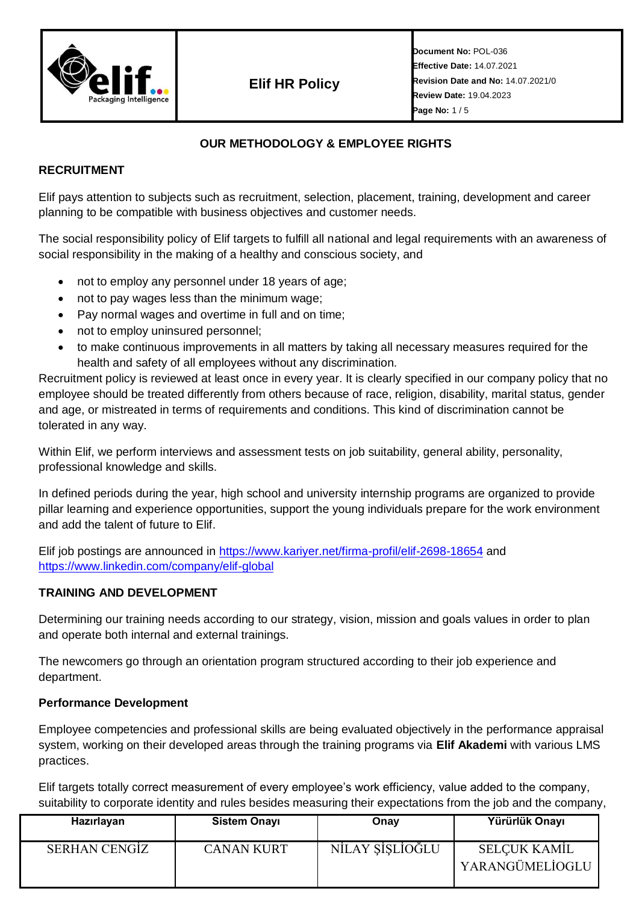## OUR METHODOLOGY & EMPLOYEE RIGHTS

### RECRUITMENT

Elif pays attention to subjects such as recruitment, selection, placement, training, development and career planning to be compatible with business objectives and customer needs.

The social responsibility policy of Elif targets to fulfill all national and legal requirements with an awareness of social responsibility in the making of a healthy and conscious society, and

- not to employ any personnel under 18 years of age;
- not to pay wages less than the minimum wage;
- Pay normal wages and overtime in full and on time;
- not to employ uninsured personnel;
- to make continuous improvements in all matters by taking all necessary measures required for the health and safety of all employees without any discrimination.

Recruitment policy is reviewed at least once in every year. It is clearly specified in our company policy that no employee should be treated differently from others because of race, religion, disability, marital status, gender and age, or mistreated in terms of requirements and conditions. This kind of discrimination cannot be tolerated in any way.

Within Elif, we perform interviews and assessment tests on job suitability, general ability, personality, professional knowledge and skills.

In defined periods during the year, high school and university internship programs are organized to provide pillar learning and experience opportunities, support the young individuals prepare for the work environment and add the talent of future to Elif.

Elif job postings are announced in https://www.kariyer.net/firma-profil/elif-2698-18654 and https://www.linkedin.com/company/elif-global

### TRAINING AND DEVELOPMENT

Determining our training needs according to our strategy, vision, mission and goals values in order to plan and operate both internal and external trainings.

The newcomers go through an orientation program structured according to their job experience and department.

#### Performance Development

Employee competencies and professional skills are being evaluated objectively in the performance appraisal system, working on their developed areas through the training programs via **Elif Akademi** with various LMS practices.

Elif targets totally correct measurement of every employee's work efficiency, value added to the company, suitability to corporate identity and rules besides measuring their expectations from the job and the company,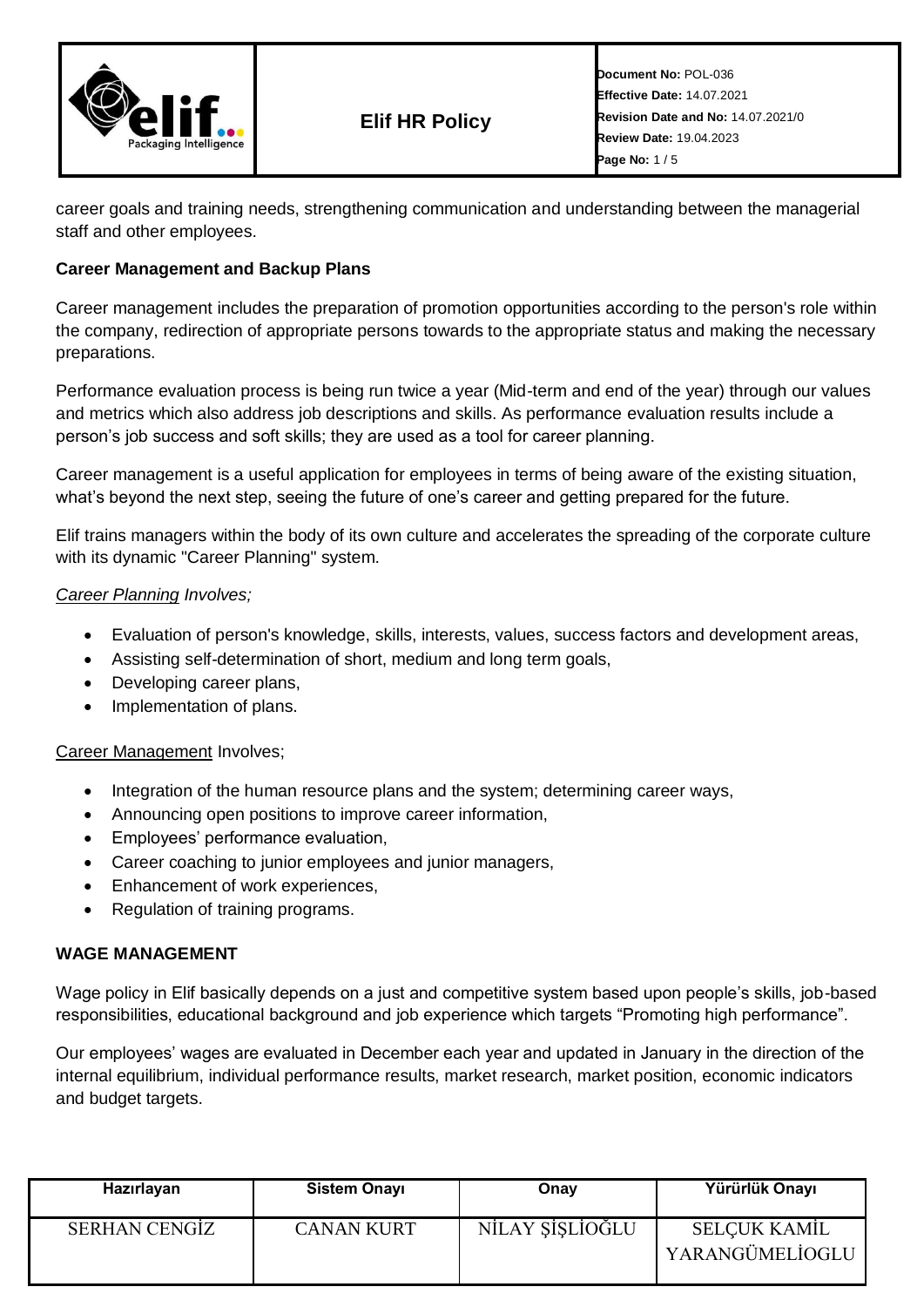career goals and training needs, strengthening communication and understanding between the managerial staff and other employees.

**Career Management and Backup Plans**

Career management includes the preparation of promotion opportunities according to the person's role within the company, redirection of appropriate persons towards to the appropriate status and making the necessary preparations.

Performance evaluation process is being run twice a year (Mid-term and end of the year) through our values and metrics which also address job descriptions and skills. As performance evaluation results include a person's job success and soft skills; they are used as a tool for career planning.

Career management is a useful application for employees in terms of being aware of the existing situation, what's beyond the next step, seeing the future of one's career and getting prepared for the future.

Elif trains managers within the body of its own culture and accelerates the spreading of the corporate culture with its dynamic "Career Planning" system.

*Career Planning Involves;*

- Evaluation of person's knowledge, skills, interests, values, success factors and development areas,
- Assisting self-determination of short, medium and long term goals,
- Developing career plans,
- Implementation of plans.

Career Management Involves;

- Integration of the human resource plans and the system; determining career ways,
- Announcing open positions to improve career information,
- Employees' performance evaluation,
- Career coaching to junior employees and junior managers,
- Enhancement of work experiences,
- Regulation of training programs.

**WAGE MANAGEMENT**

Wage policy in Elif basically depends on a just and competitive system based upon people's skills, job-based responsibilities, educational background and job experience which targets "Promoting high performance".

Our employees' wages are evaluated in December each year and updated in January in the direction of the internal equilibrium, individual performance results, market research, market position, economic indicators and budget targets.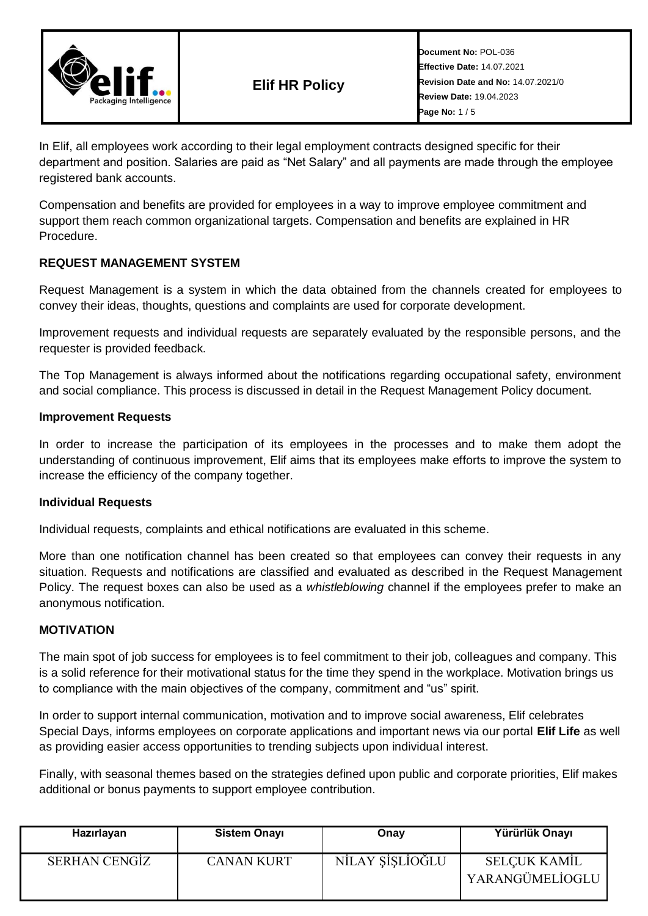In Elif, all employees work according to their legal employment contracts designed specific for their department and position. Salaries are paid as "Net Salary" and all payments are made through the employee registered bank accounts.

Compensation and benefits are provided for employees in a way to improve employee commitment and support them reach common organizational targets. Compensation and benefits are explained in HR Procedure.

## REQUEST MANAGEMENT SYSTEM

Request Management is a system in which the data obtained from the channels created for employees to convey their ideas, thoughts, questions and complaints are used for corporate development.

Improvement requests and individual requests are separately evaluated by the responsible persons, and the requester is provided feedback.

The Top Management is always informed about the notifications regarding occupational safety, environment and social compliance. This process is discussed in detail in the Request Management Policy document.

### Improvement Requests

In order to increase the participation of its employees in the processes and to make them adopt the understanding of continuous improvement, Elif aims that its employees make efforts to improve the system to increase the efficiency of the company together.

### Individual Requests

Individual requests, complaints and ethical notifications are evaluated in this scheme.

More than one notification channel has been created so that employees can convey their requests in any situation. Requests and notifications are classified and evaluated as described in the Request Management Policy. The request boxes can also be used as a *whistleblowing* channel if the employees prefer to make an anonymous notification.

## MOTIVATION

The main spot of job success for employees is to feel commitment to their job, colleagues and company. This is a solid reference for their motivational status for the time they spend in the workplace. Motivation brings us to compliance with the main objectives of the company, commitment and "us" spirit.

In order to support internal communication, motivation and to improve social awareness, Elif celebrates Special Days, informs employees on corporate applications and important news via our portal **Elif Life** as well as providing easier access opportunities to trending subjects upon individual interest.

Finally, with seasonal themes based on the strategies defined upon public and corporate priorities, Elif makes additional or bonus payments to support employee contribution.

| Hazırlayan | Sistem Onayı | Onay | Yürürlük Onayı |
|---|---|---|---|
| SERHAN CENGİZ | CANAN KURT | NİLAY ŞİŞLİOĞLU | SELÇUK KAMİL YARANGÜMELİOGLU |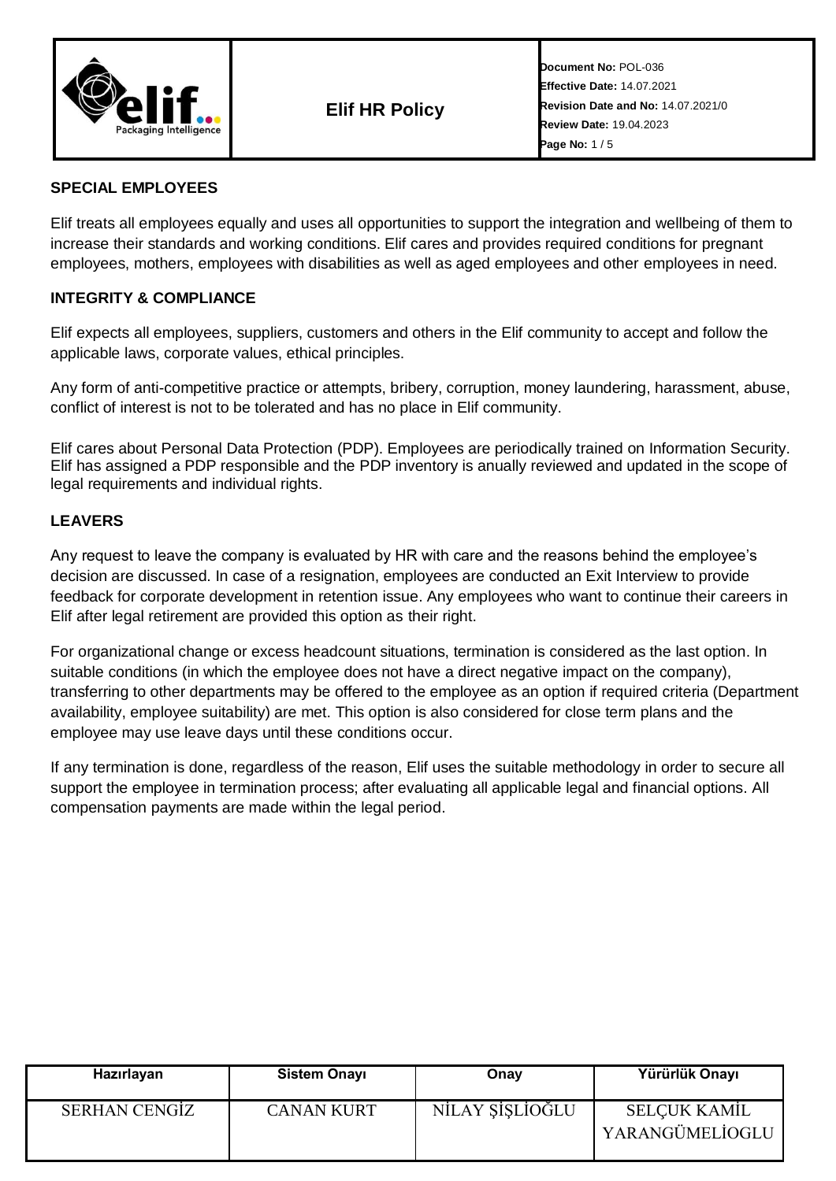## SPECIAL EMPLOYEES

Elif treats all employees equally and uses all opportunities to support the integration and wellbeing of them to increase their standards and working conditions. Elif cares and provides required conditions for pregnant employees, mothers, employees with disabilities as well as aged employees and other employees in need.

## INTEGRITY & COMPLIANCE

Elif expects all employees, suppliers, customers and others in the Elif community to accept and follow the applicable laws, corporate values, ethical principles.

Any form of anti-competitive practice or attempts, bribery, corruption, money laundering, harassment, abuse, conflict of interest is not to be tolerated and has no place in Elif community.

Elif cares about Personal Data Protection (PDP). Employees are periodically trained on Information Security. Elif has assigned a PDP responsible and the PDP inventory is anually reviewed and updated in the scope of legal requirements and individual rights.

## LEAVERS

Any request to leave the company is evaluated by HR with care and the reasons behind the employee's decision are discussed. In case of a resignation, employees are conducted an Exit Interview to provide feedback for corporate development in retention issue. Any employees who want to continue their careers in Elif after legal retirement are provided this option as their right.

For organizational change or excess headcount situations, termination is considered as the last option. In suitable conditions (in which the employee does not have a direct negative impact on the company), transferring to other departments may be offered to the employee as an option if required criteria (Department availability, employee suitability) are met. This option is also considered for close term plans and the employee may use leave days until these conditions occur.

If any termination is done, regardless of the reason, Elif uses the suitable methodology in order to secure all support the employee in termination process; after evaluating all applicable legal and financial options. All compensation payments are made within the legal period.

| Hazırlayan | Sistem Onayı | Onay | Yürürlük Onayı |
|---|---|---|---|
| SERHAN CENGİZ | CANAN KURT | NİLAY ŞİŞLİOĞLU | SELÇUK KAMİL YARANGÜMELİOGLU |